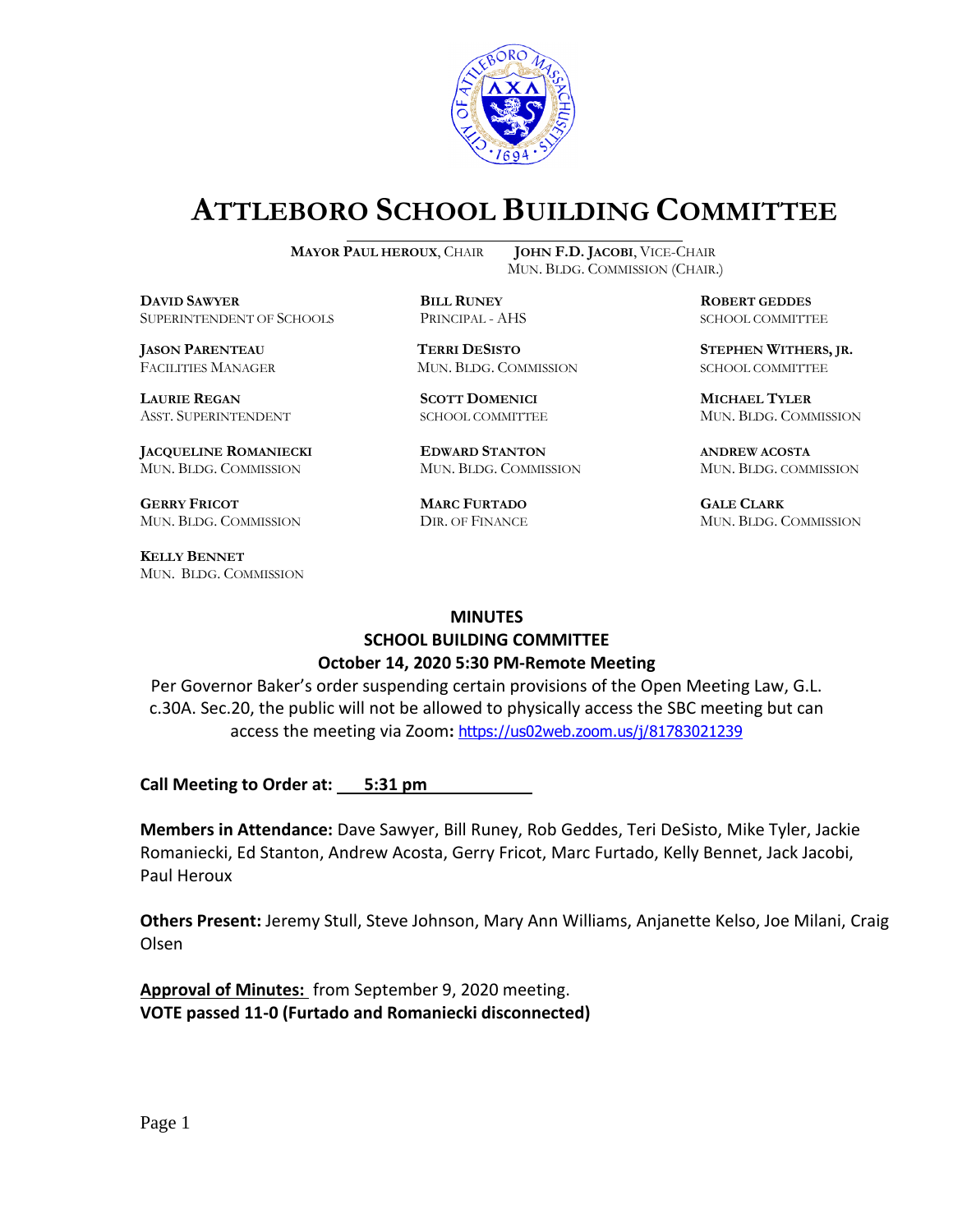# ATTLEBORO SCHOOL BUILDING COMMITTEE

**MAYOR PAUL HEROUX**, CHAIR

**JOHN F.D. JACOBI**, VICE-CHAIR
MUN. BLDG. COMMISSION (CHAIR.)

**DAVID SAWYER**
SUPERINTENDENT OF SCHOOLS

**BILL RUNEY**
PRINCIPAL - AHS

**ROBERT GEDDES**
SCHOOL COMMITTEE

**JASON PARENTEAU**
FACILITIES MANAGER

**TERRI DESISTO**
MUN. BLDG. COMMISSION

**STEPHEN WITHERS, JR.**
SCHOOL COMMITTEE

**LAURIE REGAN**
ASST. SUPERINTENDENT

**SCOTT DOMENICI**
SCHOOL COMMITTEE

**MICHAEL TYLER**
MUN. BLDG. COMMISSION

**JACQUELINE ROMANIECKI**
MUN. BLDG. COMMISSION

**EDWARD STANTON**
MUN. BLDG. COMMISSION

**ANDREW ACOSTA**
MUN. BLDG. COMMISSION

**GERRY FRICOT**
MUN. BLDG. COMMISSION

**MARC FURTADO**
DIR. OF FINANCE

**GALE CLARK**
MUN. BLDG. COMMISSION

**KELLY BENNET**
MUN. BLDG. COMMISSION

**MINUTES**
**SCHOOL BUILDING COMMITTEE**
**October 14, 2020 5:30 PM-Remote Meeting**

Per Governor Baker's order suspending certain provisions of the Open Meeting Law, G.L. c.30A. Sec.20, the public will not be allowed to physically access the SBC meeting but can access the meeting via Zoom**:** https://us02web.zoom.us/j/81783021239

**Call Meeting to Order at: 5:31 pm**

**Members in Attendance:** Dave Sawyer, Bill Runey, Rob Geddes, Teri DeSisto, Mike Tyler, Jackie Romaniecki, Ed Stanton, Andrew Acosta, Gerry Fricot, Marc Furtado, Kelly Bennet, Jack Jacobi, Paul Heroux

**Others Present:** Jeremy Stull, Steve Johnson, Mary Ann Williams, Anjanette Kelso, Joe Milani, Craig Olsen

**Approval of Minutes:** from September 9, 2020 meeting.
**VOTE passed 11-0 (Furtado and Romaniecki disconnected)**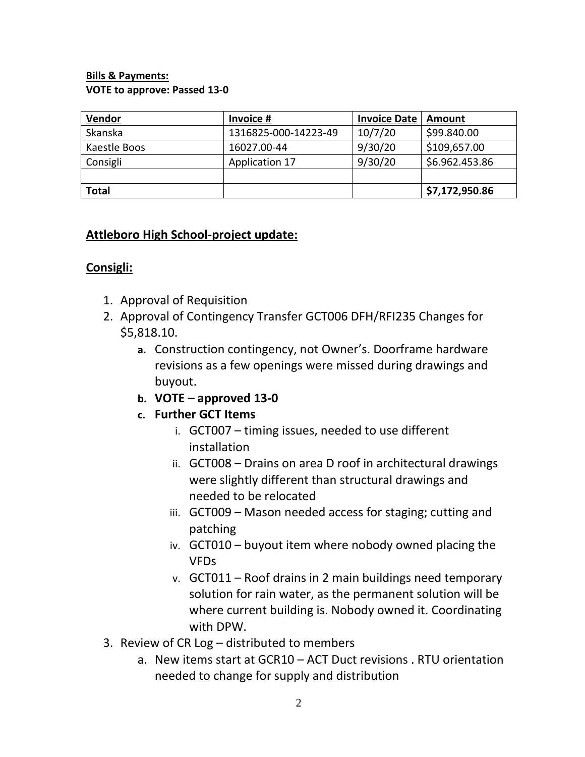**Bills & Payments:**
**VOTE to approve: Passed 13-0**

| Vendor | Invoice # | Invoice Date | Amount |
|---|---|---|---|
| Skanska | 1316825-000-14223-49 | 10/7/20 | $99.840.00 |
| Kaestle Boos | 16027.00-44 | 9/30/20 | $109,657.00 |
| Consigli | Application 17 | 9/30/20 | $6.962.453.86 |
| | | | |
| **Total** | | | **$7,172,950.86** |

## Attleboro High School-project update:

## Consigli:

1. Approval of Requisition
2. Approval of Contingency Transfer GCT006 DFH/RFI235 Changes for $5,818.10.
   a. Construction contingency, not Owner's. Doorframe hardware revisions as a few openings were missed during drawings and buyout.
   b. **VOTE – approved 13-0**
   c. **Further GCT Items**
      i. GCT007 – timing issues, needed to use different installation
      ii. GCT008 – Drains on area D roof in architectural drawings were slightly different than structural drawings and needed to be relocated
      iii. GCT009 – Mason needed access for staging; cutting and patching
      iv. GCT010 – buyout item where nobody owned placing the VFDs
      v. GCT011 – Roof drains in 2 main buildings need temporary solution for rain water, as the permanent solution will be where current building is. Nobody owned it. Coordinating with DPW.
3. Review of CR Log – distributed to members
   a. New items start at GCR10 – ACT Duct revisions . RTU orientation needed to change for supply and distribution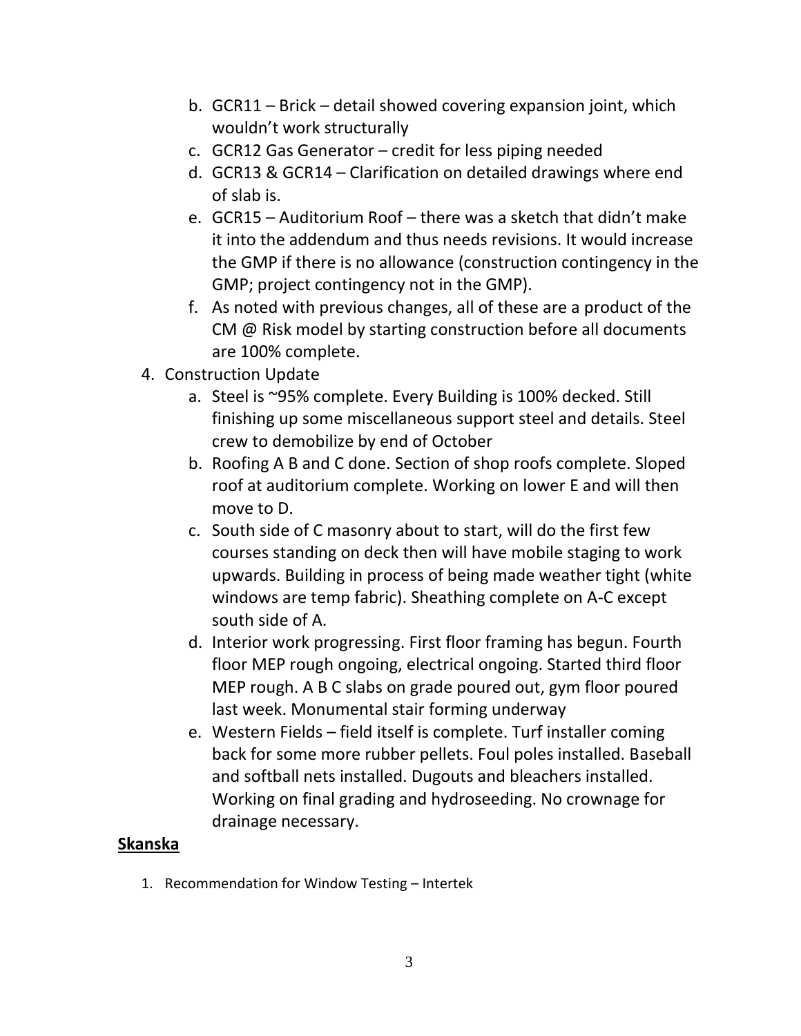b. GCR11 – Brick – detail showed covering expansion joint, which wouldn't work structurally
   c. GCR12 Gas Generator – credit for less piping needed
   d. GCR13 & GCR14 – Clarification on detailed drawings where end of slab is.
   e. GCR15 – Auditorium Roof – there was a sketch that didn't make it into the addendum and thus needs revisions. It would increase the GMP if there is no allowance (construction contingency in the GMP; project contingency not in the GMP).
   f. As noted with previous changes, all of these are a product of the CM @ Risk model by starting construction before all documents are 100% complete.

4. Construction Update
   a. Steel is ~95% complete. Every Building is 100% decked. Still finishing up some miscellaneous support steel and details. Steel crew to demobilize by end of October
   b. Roofing A B and C done. Section of shop roofs complete. Sloped roof at auditorium complete. Working on lower E and will then move to D.
   c. South side of C masonry about to start, will do the first few courses standing on deck then will have mobile staging to work upwards. Building in process of being made weather tight (white windows are temp fabric). Sheathing complete on A-C except south side of A.
   d. Interior work progressing. First floor framing has begun. Fourth floor MEP rough ongoing, electrical ongoing. Started third floor MEP rough. A B C slabs on grade poured out, gym floor poured last week. Monumental stair forming underway
   e. Western Fields – field itself is complete. Turf installer coming back for some more rubber pellets. Foul poles installed. Baseball and softball nets installed. Dugouts and bleachers installed. Working on final grading and hydroseeding. No crownage for drainage necessary.

## Skanska

1. Recommendation for Window Testing – Intertek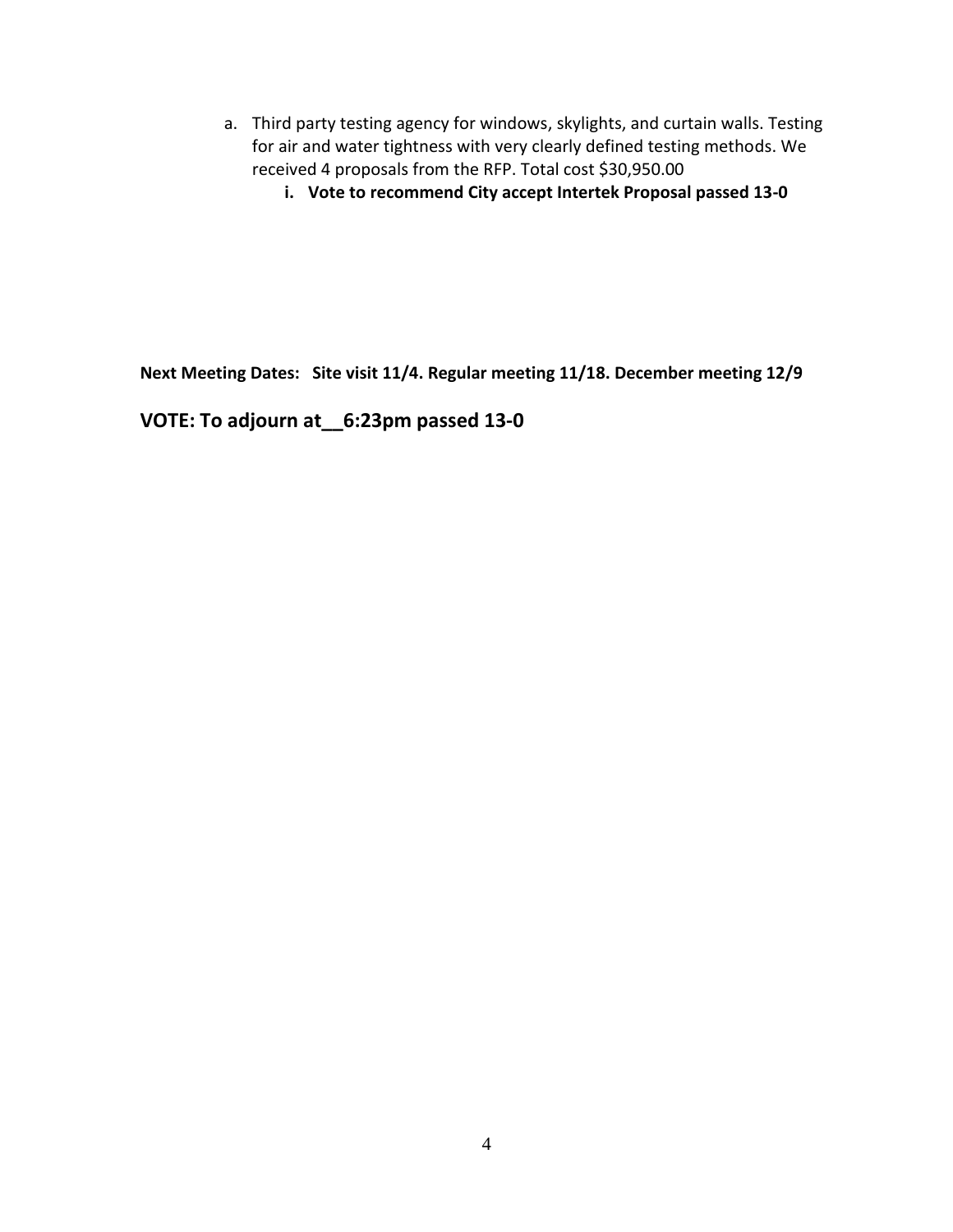a. Third party testing agency for windows, skylights, and curtain walls. Testing for air and water tightness with very clearly defined testing methods. We received 4 proposals from the RFP. Total cost $30,950.00

    i. **Vote to recommend City accept Intertek Proposal passed 13-0**

**Next Meeting Dates: Site visit 11/4. Regular meeting 11/18. December meeting 12/9**

**VOTE: To adjourn at__6:23pm passed 13-0**